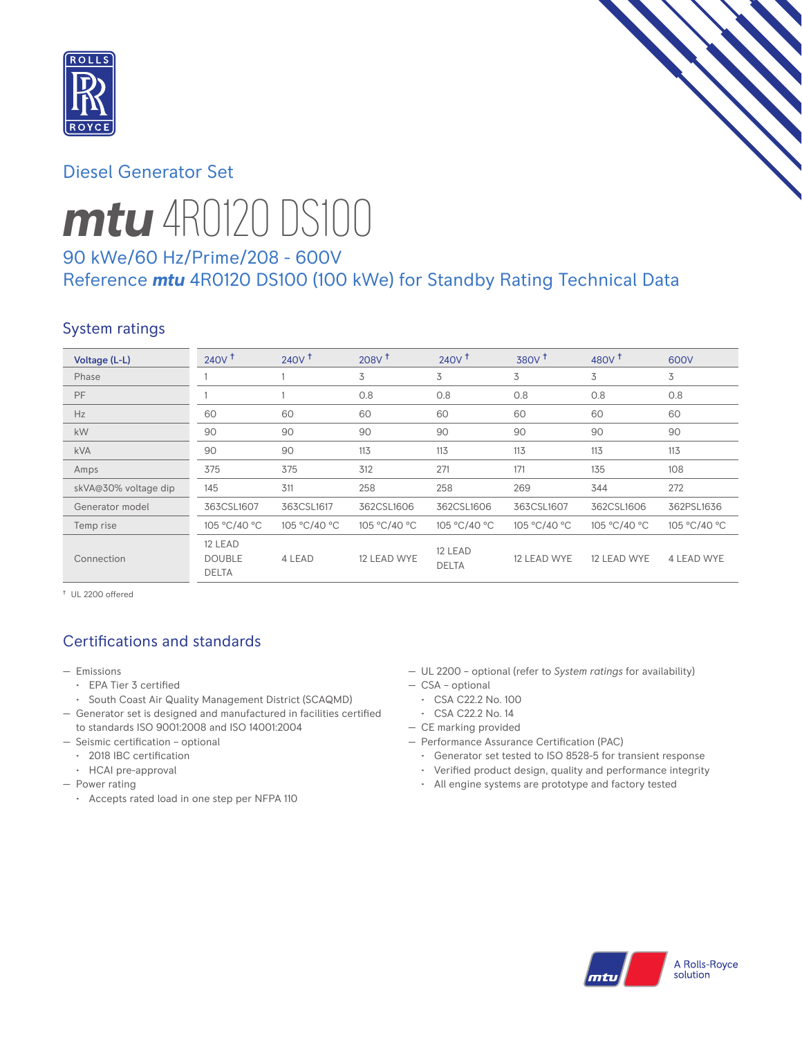## Diesel Generator Set

# ***mtu*** 4R0120 DS100

### 90 kWe/60 Hz/Prime/208 - 600V
### Reference ***mtu*** 4R0120 DS100 (100 kWe) for Standby Rating Technical Data

## System ratings

| Voltage (L-L) | 240V † | 240V † | 208V † | 240V † | 380V † | 480V † | 600V |
|---|---|---|---|---|---|---|---|
| Phase | 1 | 1 | 3 | 3 | 3 | 3 | 3 |
| PF | 1 | 1 | 0.8 | 0.8 | 0.8 | 0.8 | 0.8 |
| Hz | 60 | 60 | 60 | 60 | 60 | 60 | 60 |
| kW | 90 | 90 | 90 | 90 | 90 | 90 | 90 |
| kVA | 90 | 90 | 113 | 113 | 113 | 113 | 113 |
| Amps | 375 | 375 | 312 | 271 | 171 | 135 | 108 |
| skVA@30% voltage dip | 145 | 311 | 258 | 258 | 269 | 344 | 272 |
| Generator model | 363CSL1607 | 363CSL1617 | 362CSL1606 | 362CSL1606 | 363CSL1607 | 362CSL1606 | 362PSL1636 |
| Temp rise | 105 °C/40 °C | 105 °C/40 °C | 105 °C/40 °C | 105 °C/40 °C | 105 °C/40 °C | 105 °C/40 °C | 105 °C/40 °C |
| Connection | 12 LEAD DOUBLE DELTA | 4 LEAD | 12 LEAD WYE | 12 LEAD DELTA | 12 LEAD WYE | 12 LEAD WYE | 4 LEAD WYE |

† UL 2200 offered

## Certifications and standards

- Emissions
  - EPA Tier 3 certified
  - South Coast Air Quality Management District (SCAQMD)
- Generator set is designed and manufactured in facilities certified to standards ISO 9001:2008 and ISO 14001:2004
- Seismic certification – optional
  - 2018 IBC certification
  - HCAI pre-approval
- Power rating
  - Accepts rated load in one step per NFPA 110
- UL 2200 – optional (refer to *System ratings* for availability)
- CSA – optional
  - CSA C22.2 No. 100
  - CSA C22.2 No. 14
- CE marking provided
- Performance Assurance Certification (PAC)
  - Generator set tested to ISO 8528-5 for transient response
  - Verified product design, quality and performance integrity
  - All engine systems are prototype and factory tested

A Rolls-Royce solution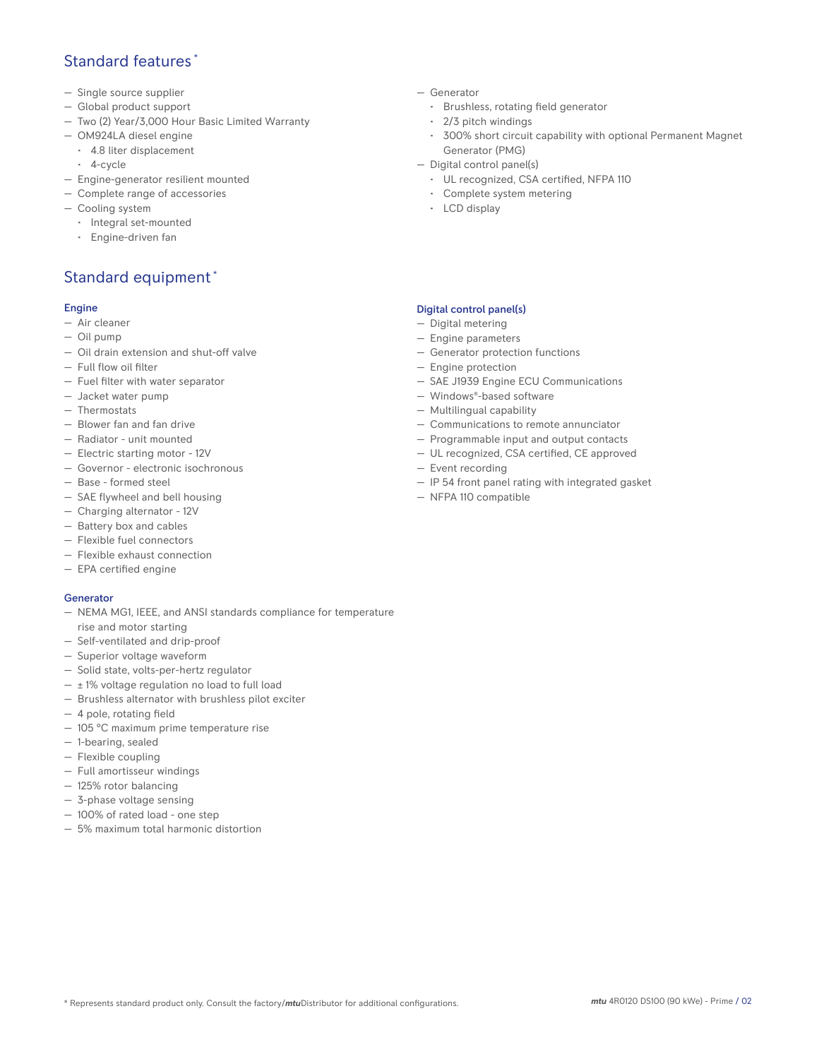## Standard features *

- Single source supplier
- Global product support
- Two (2) Year/3,000 Hour Basic Limited Warranty
- OM924LA diesel engine
  - 4.8 liter displacement
  - 4-cycle
- Engine-generator resilient mounted
- Complete range of accessories
- Cooling system
  - Integral set-mounted
  - Engine-driven fan
- Generator
  - Brushless, rotating field generator
  - 2/3 pitch windings
  - 300% short circuit capability with optional Permanent Magnet Generator (PMG)
- Digital control panel(s)
  - UL recognized, CSA certified, NFPA 110
  - Complete system metering
  - LCD display

## Standard equipment *

### Engine

- Air cleaner
- Oil pump
- Oil drain extension and shut-off valve
- Full flow oil filter
- Fuel filter with water separator
- Jacket water pump
- Thermostats
- Blower fan and fan drive
- Radiator - unit mounted
- Electric starting motor - 12V
- Governor - electronic isochronous
- Base - formed steel
- SAE flywheel and bell housing
- Charging alternator - 12V
- Battery box and cables
- Flexible fuel connectors
- Flexible exhaust connection
- EPA certified engine

### Generator

- NEMA MG1, IEEE, and ANSI standards compliance for temperature rise and motor starting
- Self-ventilated and drip-proof
- Superior voltage waveform
- Solid state, volts-per-hertz regulator
- ± 1% voltage regulation no load to full load
- Brushless alternator with brushless pilot exciter
- 4 pole, rotating field
- 105 °C maximum prime temperature rise
- 1-bearing, sealed
- Flexible coupling
- Full amortisseur windings
- 125% rotor balancing
- 3-phase voltage sensing
- 100% of rated load - one step
- 5% maximum total harmonic distortion

### Digital control panel(s)

- Digital metering
- Engine parameters
- Generator protection functions
- Engine protection
- SAE J1939 Engine ECU Communications
- Windows®-based software
- Multilingual capability
- Communications to remote annunciator
- Programmable input and output contacts
- UL recognized, CSA certified, CE approved
- Event recording
- IP 54 front panel rating with integrated gasket
- NFPA 110 compatible

* Represents standard product only. Consult the factory/*mtu*Distributor for additional configurations.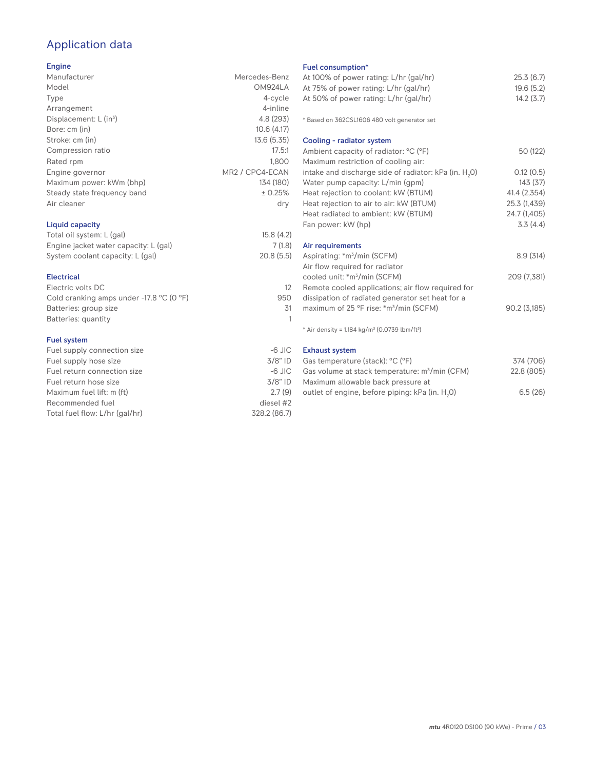# Application data

### Engine

| | |
|---|---|
| Manufacturer | Mercedes-Benz |
| Model | OM924LA |
| Type | 4-cycle |
| Arrangement | 4-inline |
| Displacement: L (in$^3$) | 4.8 (293) |
| Bore: cm (in) | 10.6 (4.17) |
| Stroke: cm (in) | 13.6 (5.35) |
| Compression ratio | 17.5:1 |
| Rated rpm | 1,800 |
| Engine governor | MR2 / CPC4-ECAN |
| Maximum power: kWm (bhp) | 134 (180) |
| Steady state frequency band | ± 0.25% |
| Air cleaner | dry |

### Liquid capacity

| | |
|---|---|
| Total oil system: L (gal) | 15.8 (4.2) |
| Engine jacket water capacity: L (gal) | 7 (1.8) |
| System coolant capacity: L (gal) | 20.8 (5.5) |

### Electrical

| | |
|---|---|
| Electric volts DC | 12 |
| Cold cranking amps under -17.8 °C (0 °F) | 950 |
| Batteries: group size | 31 |
| Batteries: quantity | 1 |

### Fuel system

| | |
|---|---|
| Fuel supply connection size | -6 JIC |
| Fuel supply hose size | 3/8" ID |
| Fuel return connection size | -6 JIC |
| Fuel return hose size | 3/8" ID |
| Maximum fuel lift: m (ft) | 2.7 (9) |
| Recommended fuel | diesel #2 |
| Total fuel flow: L/hr (gal/hr) | 328.2 (86.7) |

### Fuel consumption*

| | |
|---|---|
| At 100% of power rating: L/hr (gal/hr) | 25.3 (6.7) |
| At 75% of power rating: L/hr (gal/hr) | 19.6 (5.2) |
| At 50% of power rating: L/hr (gal/hr) | 14.2 (3.7) |

* Based on 362CSL1606 480 volt generator set

### Cooling - radiator system

| | |
|---|---|
| Ambient capacity of radiator: °C (°F) | 50 (122) |
| Maximum restriction of cooling air: intake and discharge side of radiator: kPa (in. $H_2O$) | 0.12 (0.5) |
| Water pump capacity: L/min (gpm) | 143 (37) |
| Heat rejection to coolant: kW (BTUM) | 41.4 (2,354) |
| Heat rejection to air to air: kW (BTUM) | 25.3 (1,439) |
| Heat radiated to ambient: kW (BTUM) | 24.7 (1,405) |
| Fan power: kW (hp) | 3.3 (4.4) |

### Air requirements

| | |
|---|---|
| Aspirating: *m$^3$/min (SCFM) | 8.9 (314) |
| Air flow required for radiator cooled unit: *m$^3$/min (SCFM) | 209 (7,381) |
| Remote cooled applications; air flow required for dissipation of radiated generator set heat for a maximum of 25 °F rise: *m$^3$/min (SCFM) | 90.2 (3,185) |

* Air density = 1.184 kg/m$^3$ (0.0739 lbm/ft$^3$)

### Exhaust system

| | |
|---|---|
| Gas temperature (stack): °C (°F) | 374 (706) |
| Gas volume at stack temperature: m$^3$/min (CFM) | 22.8 (805) |
| Maximum allowable back pressure at outlet of engine, before piping: kPa (in. $H_2O$) | 6.5 (26) |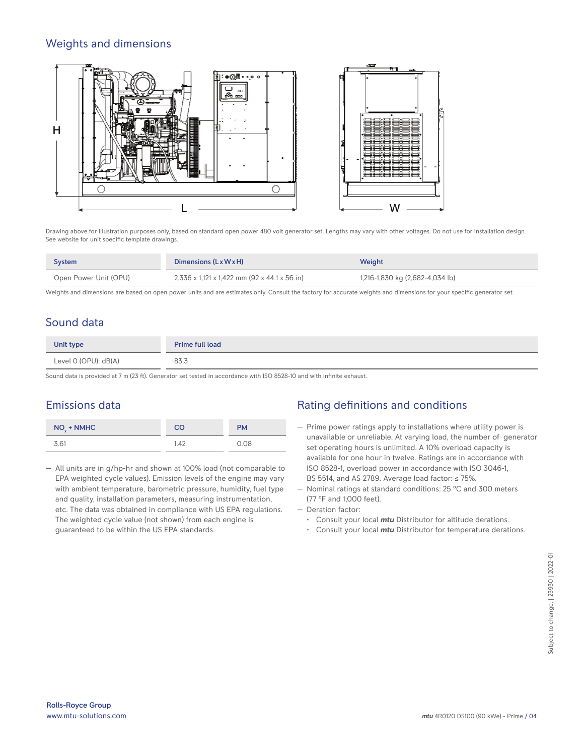## Weights and dimensions

H

L

W

Drawing above for illustration purposes only, based on standard open power 480 volt generator set. Lengths may vary with other voltages. Do not use for installation design. See website for unit specific template drawings.

| System | Dimensions (L x W x H) | Weight |
|---|---|---|
| Open Power Unit (OPU) | 2,336 x 1,121 x 1,422 mm (92 x 44.1 x 56 in) | 1,216-1,830 kg (2,682-4,034 lb) |

Weights and dimensions are based on open power units and are estimates only. Consult the factory for accurate weights and dimensions for your specific generator set.

## Sound data

| Unit type | Prime full load |
|---|---|
| Level 0 (OPU): dB(A) | 83.3 |

Sound data is provided at 7 m (23 ft). Generator set tested in accordance with ISO 8528-10 and with infinite exhaust.

## Emissions data

| $NO_x$ + NMHC | CO | PM |
|---|---|---|
| 3.61 | 1.42 | 0.08 |

— All units are in g/hp-hr and shown at 100% load (not comparable to EPA weighted cycle values). Emission levels of the engine may vary with ambient temperature, barometric pressure, humidity, fuel type and quality, installation parameters, measuring instrumentation, etc. The data was obtained in compliance with US EPA regulations. The weighted cycle value (not shown) from each engine is guaranteed to be within the US EPA standards.

## Rating definitions and conditions

— Prime power ratings apply to installations where utility power is unavailable or unreliable. At varying load, the number of generator set operating hours is unlimited. A 10% overload capacity is available for one hour in twelve. Ratings are in accordance with ISO 8528-1, overload power in accordance with ISO 3046-1, BS 5514, and AS 2789. Average load factor: ≤ 75%.

— Nominal ratings at standard conditions: 25 °C and 300 meters (77 °F and 1,000 feet).

— Deration factor:
- Consult your local ***mtu*** Distributor for altitude derations.
- Consult your local ***mtu*** Distributor for temperature derations.

Subject to change. | 23930 | 2022-01

Rolls-Royce Group
www.mtu-solutions.com

***mtu*** 4R0120 DS100 (90 kWe) - Prime